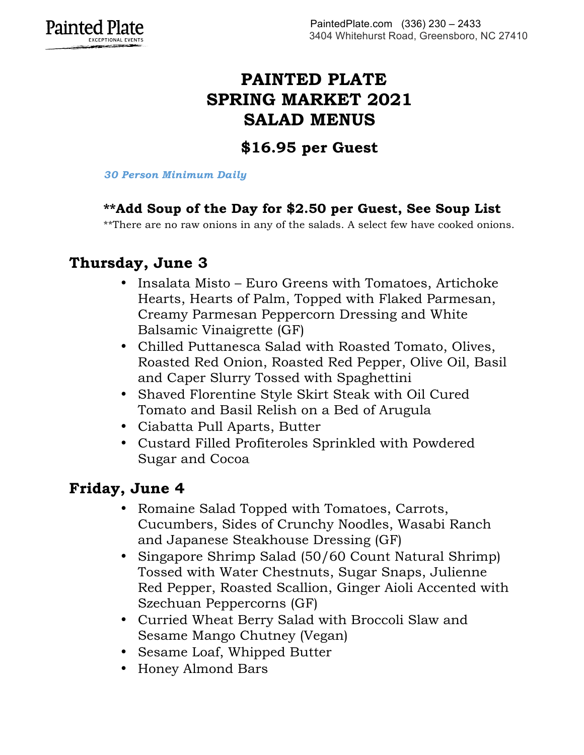Painted Plate
EXCEPTIONAL EVENTS

PaintedPlate.com (336) 230 – 2433
3404 Whitehurst Road, Greensboro, NC 27410

# PAINTED PLATE
# SPRING MARKET 2021
# SALAD MENUS

## $16.95 per Guest

***30 Person Minimum Daily***

**\*\*Add Soup of the Day for $2.50 per Guest, See Soup List**

\*\*There are no raw onions in any of the salads. A select few have cooked onions.

## Thursday, June 3

- Insalata Misto – Euro Greens with Tomatoes, Artichoke Hearts, Hearts of Palm, Topped with Flaked Parmesan, Creamy Parmesan Peppercorn Dressing and White Balsamic Vinaigrette (GF)
- Chilled Puttanesca Salad with Roasted Tomato, Olives, Roasted Red Onion, Roasted Red Pepper, Olive Oil, Basil and Caper Slurry Tossed with Spaghettini
- Shaved Florentine Style Skirt Steak with Oil Cured Tomato and Basil Relish on a Bed of Arugula
- Ciabatta Pull Aparts, Butter
- Custard Filled Profiteroles Sprinkled with Powdered Sugar and Cocoa

## Friday, June 4

- Romaine Salad Topped with Tomatoes, Carrots, Cucumbers, Sides of Crunchy Noodles, Wasabi Ranch and Japanese Steakhouse Dressing (GF)
- Singapore Shrimp Salad (50/60 Count Natural Shrimp) Tossed with Water Chestnuts, Sugar Snaps, Julienne Red Pepper, Roasted Scallion, Ginger Aioli Accented with Szechuan Peppercorns (GF)
- Curried Wheat Berry Salad with Broccoli Slaw and Sesame Mango Chutney (Vegan)
- Sesame Loaf, Whipped Butter
- Honey Almond Bars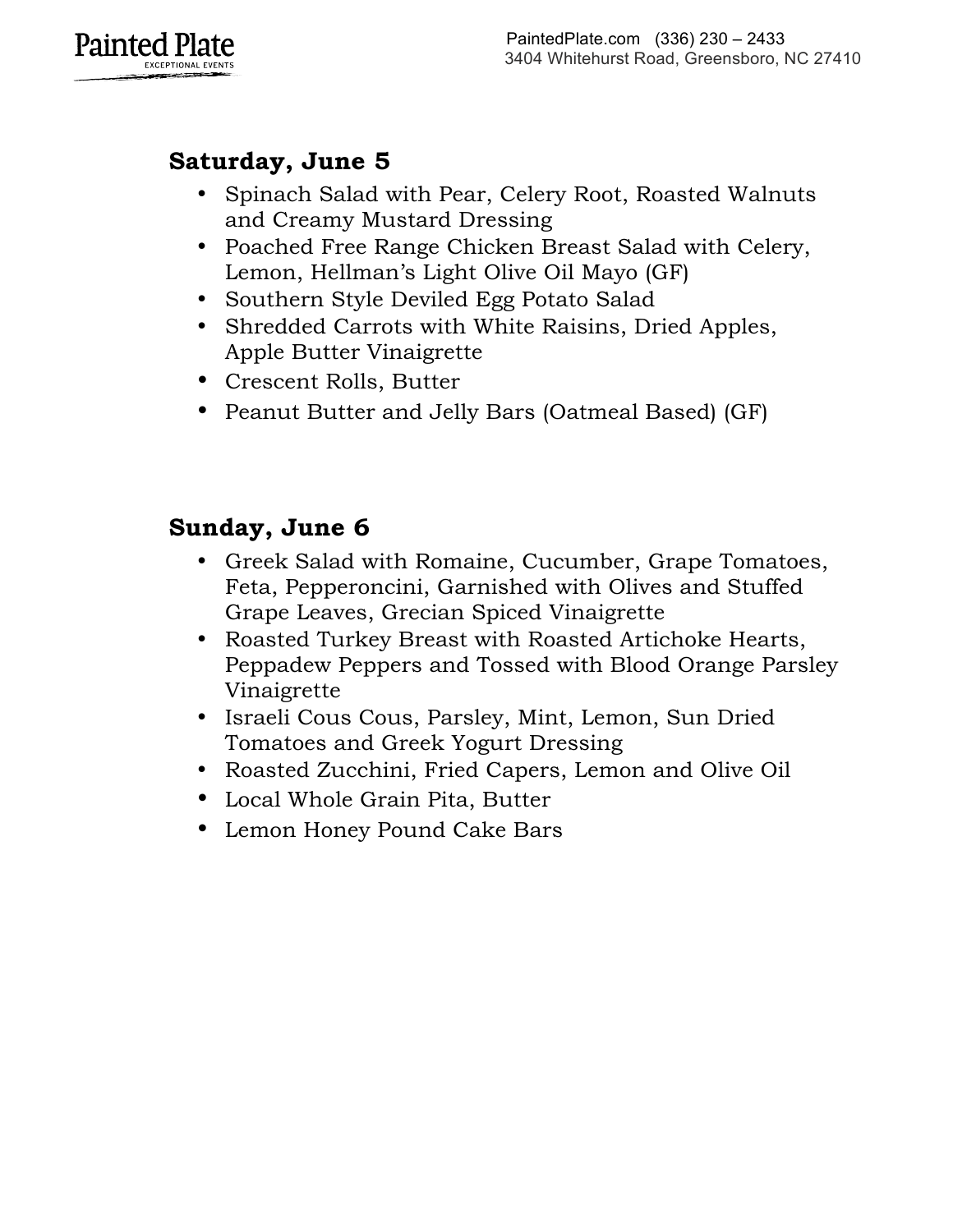## Saturday, June 5

- Spinach Salad with Pear, Celery Root, Roasted Walnuts and Creamy Mustard Dressing
- Poached Free Range Chicken Breast Salad with Celery, Lemon, Hellman's Light Olive Oil Mayo (GF)
- Southern Style Deviled Egg Potato Salad
- Shredded Carrots with White Raisins, Dried Apples, Apple Butter Vinaigrette
- Crescent Rolls, Butter
- Peanut Butter and Jelly Bars (Oatmeal Based) (GF)

## Sunday, June 6

- Greek Salad with Romaine, Cucumber, Grape Tomatoes, Feta, Pepperoncini, Garnished with Olives and Stuffed Grape Leaves, Grecian Spiced Vinaigrette
- Roasted Turkey Breast with Roasted Artichoke Hearts, Peppadew Peppers and Tossed with Blood Orange Parsley Vinaigrette
- Israeli Cous Cous, Parsley, Mint, Lemon, Sun Dried Tomatoes and Greek Yogurt Dressing
- Roasted Zucchini, Fried Capers, Lemon and Olive Oil
- Local Whole Grain Pita, Butter
- Lemon Honey Pound Cake Bars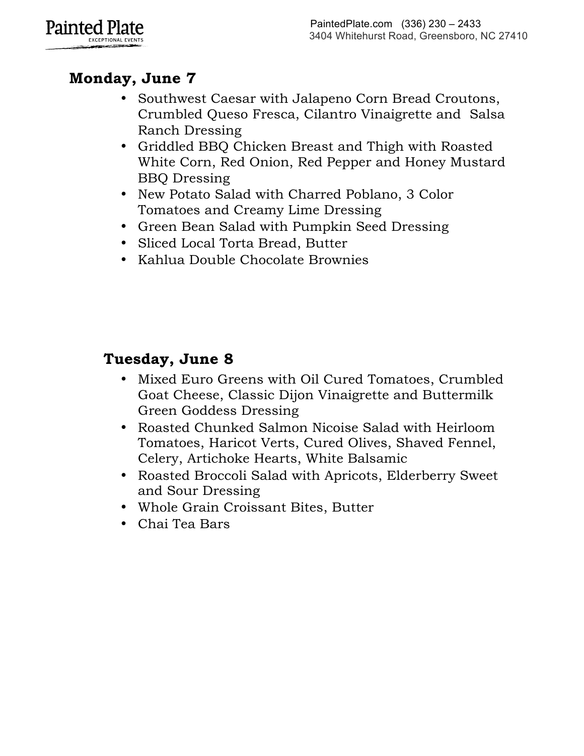## Monday, June 7

- Southwest Caesar with Jalapeno Corn Bread Croutons, Crumbled Queso Fresca, Cilantro Vinaigrette and Salsa Ranch Dressing
- Griddled BBQ Chicken Breast and Thigh with Roasted White Corn, Red Onion, Red Pepper and Honey Mustard BBQ Dressing
- New Potato Salad with Charred Poblano, 3 Color Tomatoes and Creamy Lime Dressing
- Green Bean Salad with Pumpkin Seed Dressing
- Sliced Local Torta Bread, Butter
- Kahlua Double Chocolate Brownies

## Tuesday, June 8

- Mixed Euro Greens with Oil Cured Tomatoes, Crumbled Goat Cheese, Classic Dijon Vinaigrette and Buttermilk Green Goddess Dressing
- Roasted Chunked Salmon Nicoise Salad with Heirloom Tomatoes, Haricot Verts, Cured Olives, Shaved Fennel, Celery, Artichoke Hearts, White Balsamic
- Roasted Broccoli Salad with Apricots, Elderberry Sweet and Sour Dressing
- Whole Grain Croissant Bites, Butter
- Chai Tea Bars